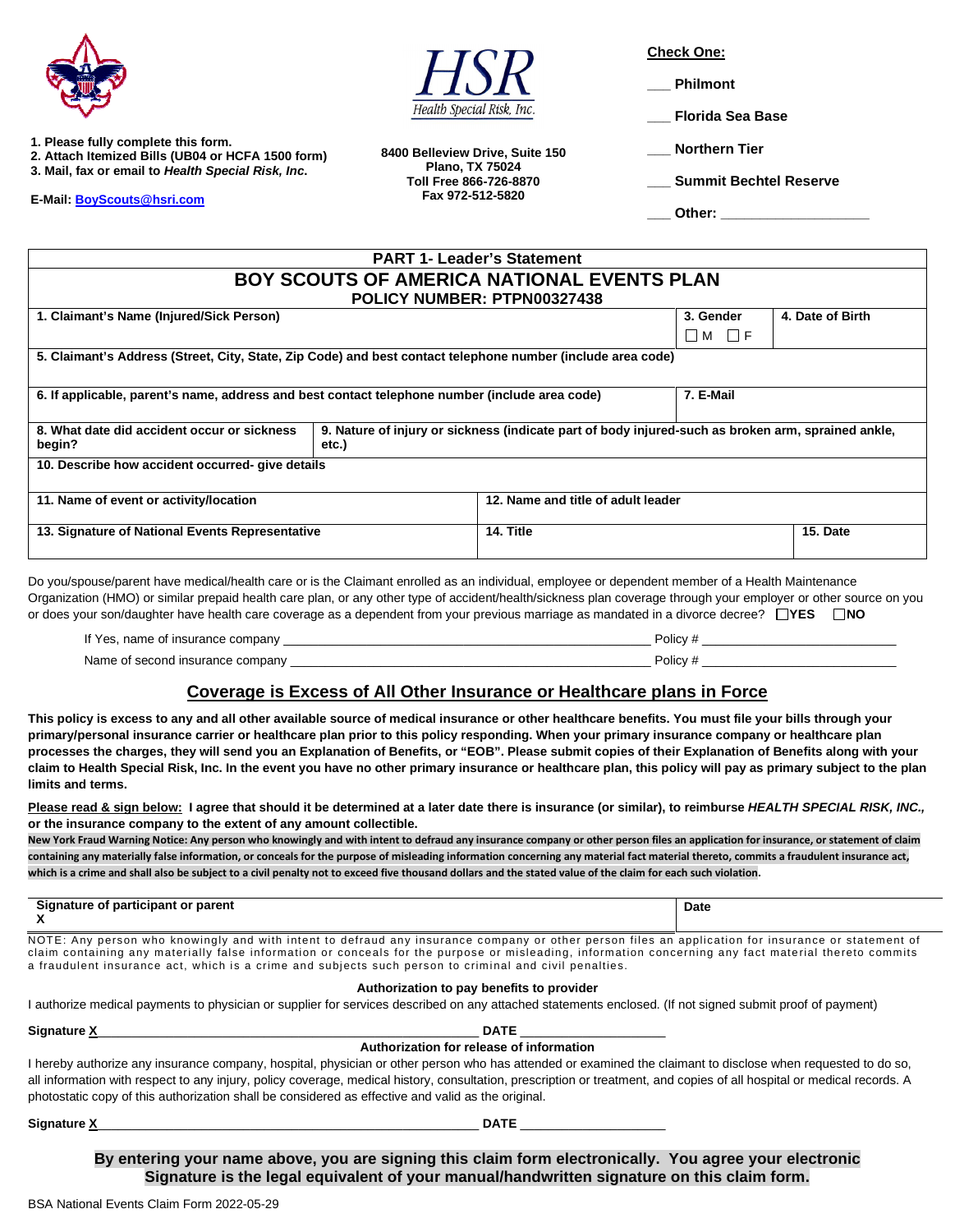1. Please fully complete this form.
2. Attach Itemized Bills (UB04 or HCFA 1500 form)
3. Mail, fax or email to *Health Special Risk, Inc.*

**E-Mail:** BoyScouts@hsri.com

**HSR** *Health Special Risk, Inc.*

**8400 Belleview Drive, Suite 150**
**Plano, TX 75024**
**Toll Free 866-726-8870**
**Fax 972-512-5820**

**Check One:**

___ **Philmont**

___ **Florida Sea Base**

___ **Northern Tier**

___ **Summit Bechtel Reserve**

___ **Other:** ___________________

## PART 1- Leader's Statement

## BOY SCOUTS OF AMERICA NATIONAL EVENTS PLAN

**POLICY NUMBER: PTPN00327438**

| 1. Claimant's Name (Injured/Sick Person) | | 3. Gender ☐ M ☐ F | 4. Date of Birth |
|---|---|---|---|
| 5. Claimant's Address (Street, City, State, Zip Code) and best contact telephone number (include area code) | | | |
| 6. If applicable, parent's name, address and best contact telephone number (include area code) | | 7. E-Mail | |
| 8. What date did accident occur or sickness begin? | 9. Nature of injury or sickness (indicate part of body injured-such as broken arm, sprained ankle, etc.) | | |
| 10. Describe how accident occurred- give details | | | |
| 11. Name of event or activity/location | 12. Name and title of adult leader | | |
| 13. Signature of National Events Representative | 14. Title | | 15. Date |

Do you/spouse/parent have medical/health care or is the Claimant enrolled as an individual, employee or dependent member of a Health Maintenance Organization (HMO) or similar prepaid health care plan, or any other type of accident/health/sickness plan coverage through your employer or other source on you or does your son/daughter have health care coverage as a dependent from your previous marriage as mandated in a divorce decree? ☐**YES** ☐**NO**

If Yes, name of insurance company ________________________________________ Policy # ________________________

Name of second insurance company ________________________________________ Policy # ________________________

## Coverage is Excess of All Other Insurance or Healthcare plans in Force

**This policy is excess to any and all other available source of medical insurance or other healthcare benefits. You must file your bills through your primary/personal insurance carrier or healthcare plan prior to this policy responding. When your primary insurance company or healthcare plan processes the charges, they will send you an Explanation of Benefits, or "EOB". Please submit copies of their Explanation of Benefits along with your claim to Health Special Risk, Inc. In the event you have no other primary insurance or healthcare plan, this policy will pay as primary subject to the plan limits and terms.**

**Please read & sign below: I agree that should it be determined at a later date there is insurance (or similar), to reimburse *HEALTH SPECIAL RISK, INC.,* or the insurance company to the extent of any amount collectible.**

**New York Fraud Warning Notice: Any person who knowingly and with intent to defraud any insurance company or other person files an application for insurance, or statement of claim containing any materially false information, or conceals for the purpose of misleading information concerning any material fact thereto, commits a fraudulent insurance act, which is a crime and shall also be subject to a civil penalty not to exceed five thousand dollars and the stated value of the claim for each such violation.**

| Signature of participant or parent X | Date |
|---|---|

NOTE: Any person who knowingly and with intent to defraud any insurance company or other person files an application for insurance or statement of claim containing any materially false information or conceals for the purpose or misleading, information concerning any fact material thereto commits a fraudulent insurance act, which is a crime and subjects such person to criminal and civil penalties.

**Authorization to pay benefits to provider**

I authorize medical payments to physician or supplier for services described on any attached statements enclosed. (If not signed submit proof of payment)

**Signature X**________________________________________________ **DATE** ____________________

**Authorization for release of information**

I hereby authorize any insurance company, hospital, physician or other person who has attended or examined the claimant to disclose when requested to do so, all information with respect to any injury, policy coverage, medical history, consultation, prescription or treatment, and copies of all hospital or medical records. A photostatic copy of this authorization shall be considered as effective and valid as the original.

**Signature X**________________________________________________ **DATE** ____________________

**By entering your name above, you are signing this claim form electronically. You agree your electronic Signature is the legal equivalent of your manual/handwritten signature on this claim form.**

BSA National Events Claim Form 2022-05-29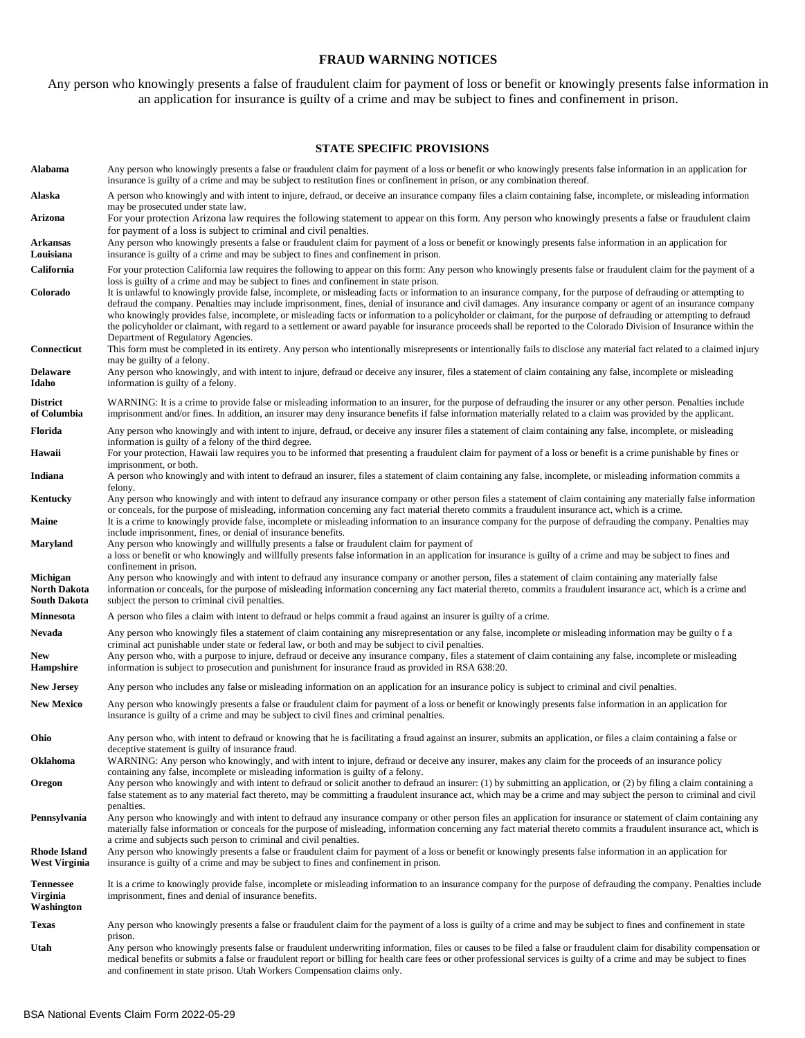## FRAUD WARNING NOTICES

Any person who knowingly presents a false of fraudulent claim for payment of loss or benefit or knowingly presents false information in an application for insurance is guilty of a crime and may be subject to fines and confinement in prison.

### STATE SPECIFIC PROVISIONS

| State | Provision |
|---|---|
| **Alabama** | Any person who knowingly presents a false or fraudulent claim for payment of a loss or benefit or who knowingly presents false information in an application for insurance is guilty of a crime and may be subject to restitution fines or confinement in prison, or any combination thereof. |
| **Alaska** | A person who knowingly and with intent to injure, defraud, or deceive an insurance company files a claim containing false, incomplete, or misleading information may be prosecuted under state law. |
| **Arizona** | For your protection Arizona law requires the following statement to appear on this form. Any person who knowingly presents a false or fraudulent claim for payment of a loss is subject to criminal and civil penalties. |
| **Arkansas Louisiana** | Any person who knowingly presents a false or fraudulent claim for payment of a loss or benefit or knowingly presents false information in an application for insurance is guilty of a crime and may be subject to fines and confinement in prison. |
| **California** | For your protection California law requires the following to appear on this form: Any person who knowingly presents false or fraudulent claim for the payment of a loss is guilty of a crime and may be subject to fines and confinement in state prison. |
| **Colorado** | It is unlawful to knowingly provide false, incomplete, or misleading facts or information to an insurance company, for the purpose of defrauding or attempting to defraud the company. Penalties may include imprisonment, fines, denial of insurance and civil damages. Any insurance company or agent of an insurance company who knowingly provides false, incomplete, or misleading facts or information to a policyholder or claimant, for the purpose of defrauding or attempting to defraud the policyholder or claimant, with regard to a settlement or award payable for insurance proceeds shall be reported to the Colorado Division of Insurance within the Department of Regulatory Agencies. |
| **Connecticut** | This form must be completed in its entirety. Any person who intentionally misrepresents or intentionally fails to disclose any material fact related to a claimed injury may be guilty of a felony. |
| **Delaware Idaho** | Any person who knowingly, and with intent to injure, defraud or deceive any insurer, files a statement of claim containing any false, incomplete or misleading information is guilty of a felony. |
| **District of Columbia** | WARNING: It is a crime to provide false or misleading information to an insurer, for the purpose of defrauding the insurer or any other person. Penalties include imprisonment and/or fines. In addition, an insurer may deny insurance benefits if false information materially related to a claim was provided by the applicant. |
| **Florida** | Any person who knowingly and with intent to injure, defraud, or deceive any insurer files a statement of claim containing any false, incomplete, or misleading information is guilty of a felony of the third degree. |
| **Hawaii** | For your protection, Hawaii law requires you to be informed that presenting a fraudulent claim for payment of a loss or benefit is a crime punishable by fines or imprisonment, or both. |
| **Indiana** | A person who knowingly and with intent to defraud an insurer, files a statement of claim containing any false, incomplete, or misleading information commits a felony. |
| **Kentucky** | Any person who knowingly and with intent to defraud any insurance company or other person files a statement of claim containing any materially false information or conceals, for the purpose of misleading, information concerning any fact material thereto commits a fraudulent insurance act, which is a crime. |
| **Maine** | It is a crime to knowingly provide false, incomplete or misleading information to an insurance company for the purpose of defrauding the company. Penalties may include imprisonment, fines, or denial of insurance benefits. |
| **Maryland** | Any person who knowingly and willfully presents a false or fraudulent claim for payment of a loss or benefit or who knowingly and willfully presents false information in an application for insurance is guilty of a crime and may be subject to fines and confinement in prison. |
| **Michigan North Dakota South Dakota** | Any person who knowingly and with intent to defraud any insurance company or another person, files a statement of claim containing any materially false information or conceals, for the purpose of misleading information concerning any fact material thereto, commits a fraudulent insurance act, which is a crime and subject the person to criminal civil penalties. |
| **Minnesota** | A person who files a claim with intent to defraud or helps commit a fraud against an insurer is guilty of a crime. |
| **Nevada** | Any person who knowingly files a statement of claim containing any misrepresentation or any false, incomplete or misleading information may be guilty o f a criminal act punishable under state or federal law, or both and may be subject to civil penalties. |
| **New Hampshire** | Any person who, with a purpose to injure, defraud or deceive any insurance company, files a statement of claim containing any false, incomplete or misleading information is subject to prosecution and punishment for insurance fraud as provided in RSA 638:20. |
| **New Jersey** | Any person who includes any false or misleading information on an application for an insurance policy is subject to criminal and civil penalties. |
| **New Mexico** | Any person who knowingly presents a false or fraudulent claim for payment of a loss or benefit or knowingly presents false information in an application for insurance is guilty of a crime and may be subject to civil fines and criminal penalties. |
| **Ohio** | Any person who, with intent to defraud or knowing that he is facilitating a fraud against an insurer, submits an application, or files a claim containing a false or deceptive statement is guilty of insurance fraud. |
| **Oklahoma** | WARNING: Any person who knowingly, and with intent to injure, defraud or deceive any insurer, makes any claim for the proceeds of an insurance policy containing any false, incomplete or misleading information is guilty of a felony. |
| **Oregon** | Any person who knowingly and with intent to defraud or solicit another to defraud an insurer: (1) by submitting an application, or (2) by filing a claim containing a false statement as to any material fact thereto, may be committing a fraudulent insurance act, which may be a crime and may subject the person to criminal and civil penalties. |
| **Pennsylvania** | Any person who knowingly and with intent to defraud any insurance company or other person files an application for insurance or statement of claim containing any materially false information or conceals for the purpose of misleading, information concerning any fact material thereto commits a fraudulent insurance act, which is a crime and subjects such person to criminal and civil penalties. |
| **Rhode Island West Virginia** | Any person who knowingly presents a false or fraudulent claim for payment of a loss or benefit or knowingly presents false information in an application for insurance is guilty of a crime and may be subject to fines and confinement in prison. |
| **Tennessee Virginia Washington** | It is a crime to knowingly provide false, incomplete or misleading information to an insurance company for the purpose of defrauding the company. Penalties include imprisonment, fines and denial of insurance benefits. |
| **Texas** | Any person who knowingly presents a false or fraudulent claim for the payment of a loss is guilty of a crime and may be subject to fines and confinement in state prison. |
| **Utah** | Any person who knowingly presents false or fraudulent underwriting information, files or causes to be filed a false or fraudulent claim for disability compensation or medical benefits or submits a false or fraudulent report or billing for health care fees or other professional services is guilty of a crime and may be subject to fines and confinement in state prison. Utah Workers Compensation claims only. |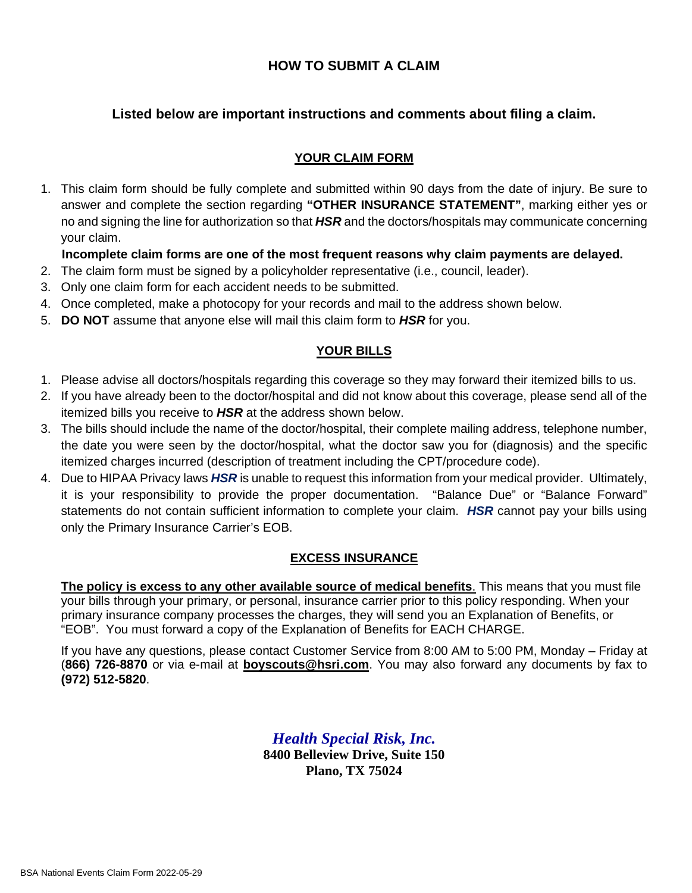# HOW TO SUBMIT A CLAIM

## Listed below are important instructions and comments about filing a claim.

### YOUR CLAIM FORM

1. This claim form should be fully complete and submitted within 90 days from the date of injury. Be sure to answer and complete the section regarding **"OTHER INSURANCE STATEMENT"**, marking either yes or no and signing the line for authorization so that ***HSR*** and the doctors/hospitals may communicate concerning your claim.

   **Incomplete claim forms are one of the most frequent reasons why claim payments are delayed.**
2. The claim form must be signed by a policyholder representative (i.e., council, leader).
3. Only one claim form for each accident needs to be submitted.
4. Once completed, make a photocopy for your records and mail to the address shown below.
5. **DO NOT** assume that anyone else will mail this claim form to ***HSR*** for you.

### YOUR BILLS

1. Please advise all doctors/hospitals regarding this coverage so they may forward their itemized bills to us.
2. If you have already been to the doctor/hospital and did not know about this coverage, please send all of the itemized bills you receive to ***HSR*** at the address shown below.
3. The bills should include the name of the doctor/hospital, their complete mailing address, telephone number, the date you were seen by the doctor/hospital, what the doctor saw you for (diagnosis) and the specific itemized charges incurred (description of treatment including the CPT/procedure code).
4. Due to HIPAA Privacy laws ***HSR*** is unable to request this information from your medical provider. Ultimately, it is your responsibility to provide the proper documentation. "Balance Due" or "Balance Forward" statements do not contain sufficient information to complete your claim. ***HSR*** cannot pay your bills using only the Primary Insurance Carrier's EOB.

### EXCESS INSURANCE

**The policy is excess to any other available source of medical benefits**. This means that you must file your bills through your primary, or personal, insurance carrier prior to this policy responding. When your primary insurance company processes the charges, they will send you an Explanation of Benefits, or "EOB". You must forward a copy of the Explanation of Benefits for EACH CHARGE.

If you have any questions, please contact Customer Service from 8:00 AM to 5:00 PM, Monday – Friday at (**866) 726-8870** or via e-mail at **boyscouts@hsri.com**. You may also forward any documents by fax to **(972) 512-5820**.

***Health Special Risk, Inc.***
**8400 Belleview Drive, Suite 150**
**Plano, TX 75024**

BSA National Events Claim Form 2022-05-29